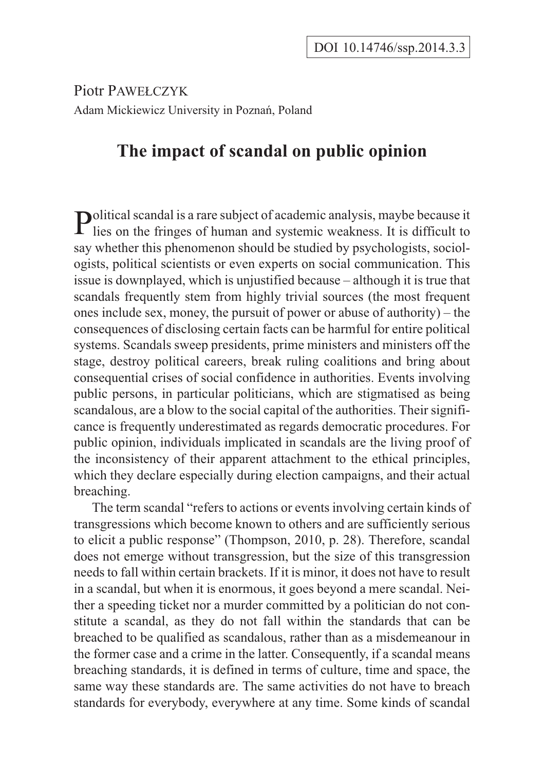DOI 10.14746/ssp.2014.3.3

Piotr PAWEŁCZYK

Adam Mickiewicz University in Poznań, Poland

# The impact of scandal on public opinion

Political scandal is a rare subject of academic analysis, maybe because it lies on the fringes of human and systemic weakness. It is difficult to say whether this phenomenon should be studied by psychologists, sociologists, political scientists or even experts on social communication. This issue is downplayed, which is unjustified because – although it is true that scandals frequently stem from highly trivial sources (the most frequent ones include sex, money, the pursuit of power or abuse of authority) – the consequences of disclosing certain facts can be harmful for entire political systems. Scandals sweep presidents, prime ministers and ministers off the stage, destroy political careers, break ruling coalitions and bring about consequential crises of social confidence in authorities. Events involving public persons, in particular politicians, which are stigmatised as being scandalous, are a blow to the social capital of the authorities. Their significance is frequently underestimated as regards democratic procedures. For public opinion, individuals implicated in scandals are the living proof of the inconsistency of their apparent attachment to the ethical principles, which they declare especially during election campaigns, and their actual breaching.

The term scandal "refers to actions or events involving certain kinds of transgressions which become known to others and are sufficiently serious to elicit a public response" (Thompson, 2010, p. 28). Therefore, scandal does not emerge without transgression, but the size of this transgression needs to fall within certain brackets. If it is minor, it does not have to result in a scandal, but when it is enormous, it goes beyond a mere scandal. Neither a speeding ticket nor a murder committed by a politician do not constitute a scandal, as they do not fall within the standards that can be breached to be qualified as scandalous, rather than as a misdemeanour in the former case and a crime in the latter. Consequently, if a scandal means breaching standards, it is defined in terms of culture, time and space, the same way these standards are. The same activities do not have to breach standards for everybody, everywhere at any time. Some kinds of scandal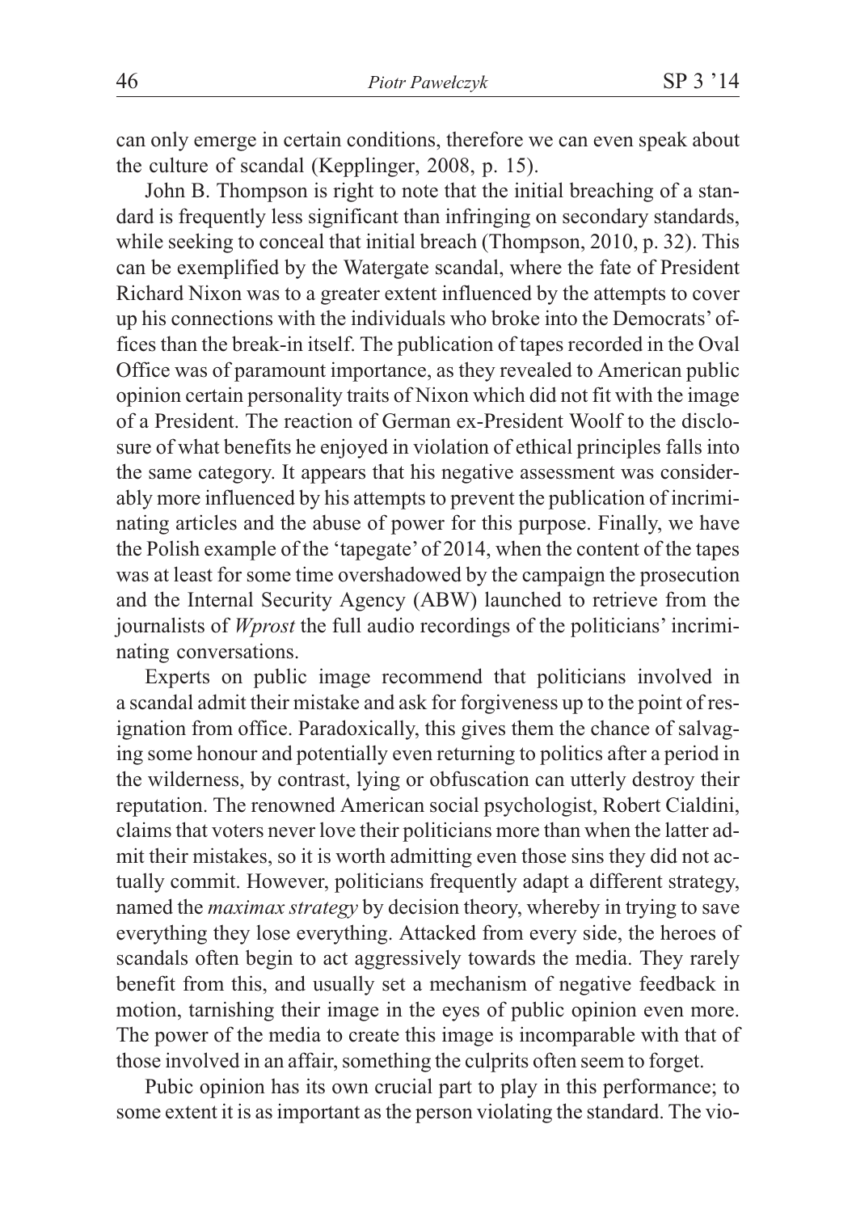can only emerge in certain conditions, therefore we can even speak about the culture of scandal (Kepplinger, 2008, p. 15).

John B. Thompson is right to note that the initial breaching of a standard is frequently less significant than infringing on secondary standards, while seeking to conceal that initial breach (Thompson, 2010, p. 32). This can be exemplified by the Watergate scandal, where the fate of President Richard Nixon was to a greater extent influenced by the attempts to cover up his connections with the individuals who broke into the Democrats' offices than the break-in itself. The publication of tapes recorded in the Oval Office was of paramount importance, as they revealed to American public opinion certain personality traits of Nixon which did not fit with the image of a President. The reaction of German ex-President Woolf to the disclosure of what benefits he enjoyed in violation of ethical principles falls into the same category. It appears that his negative assessment was considerably more influenced by his attempts to prevent the publication of incriminating articles and the abuse of power for this purpose. Finally, we have the Polish example of the 'tapegate' of 2014, when the content of the tapes was at least for some time overshadowed by the campaign the prosecution and the Internal Security Agency (ABW) launched to retrieve from the journalists of *Wprost* the full audio recordings of the politicians' incriminating conversations.

Experts on public image recommend that politicians involved in a scandal admit their mistake and ask for forgiveness up to the point of resignation from office. Paradoxically, this gives them the chance of salvaging some honour and potentially even returning to politics after a period in the wilderness, by contrast, lying or obfuscation can utterly destroy their reputation. The renowned American social psychologist, Robert Cialdini, claims that voters never love their politicians more than when the latter admit their mistakes, so it is worth admitting even those sins they did not actually commit. However, politicians frequently adapt a different strategy, named the *maximax strategy* by decision theory, whereby in trying to save everything they lose everything. Attacked from every side, the heroes of scandals often begin to act aggressively towards the media. They rarely benefit from this, and usually set a mechanism of negative feedback in motion, tarnishing their image in the eyes of public opinion even more. The power of the media to create this image is incomparable with that of those involved in an affair, something the culprits often seem to forget.

Pubic opinion has its own crucial part to play in this performance; to some extent it is as important as the person violating the standard. The vio-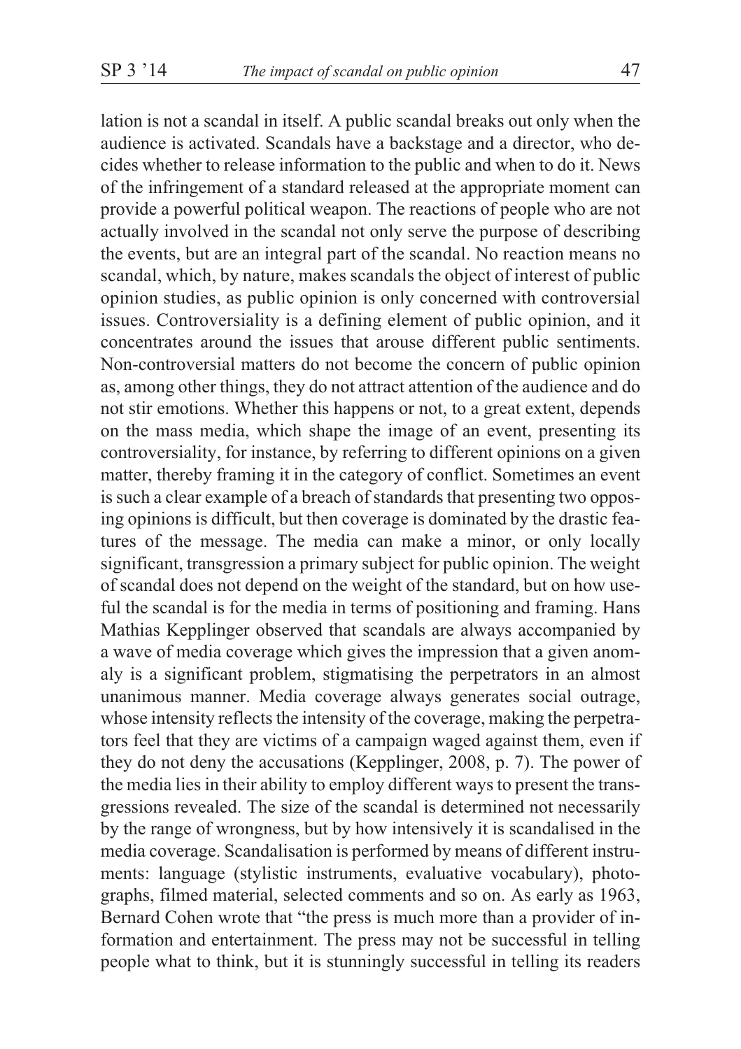lation is not a scandal in itself. A public scandal breaks out only when the audience is activated. Scandals have a backstage and a director, who decides whether to release information to the public and when to do it. News of the infringement of a standard released at the appropriate moment can provide a powerful political weapon. The reactions of people who are not actually involved in the scandal not only serve the purpose of describing the events, but are an integral part of the scandal. No reaction means no scandal, which, by nature, makes scandals the object of interest of public opinion studies, as public opinion is only concerned with controversial issues. Controversiality is a defining element of public opinion, and it concentrates around the issues that arouse different public sentiments. Non-controversial matters do not become the concern of public opinion as, among other things, they do not attract attention of the audience and do not stir emotions. Whether this happens or not, to a great extent, depends on the mass media, which shape the image of an event, presenting its controversiality, for instance, by referring to different opinions on a given matter, thereby framing it in the category of conflict. Sometimes an event is such a clear example of a breach of standards that presenting two opposing opinions is difficult, but then coverage is dominated by the drastic features of the message. The media can make a minor, or only locally significant, transgression a primary subject for public opinion. The weight of scandal does not depend on the weight of the standard, but on how useful the scandal is for the media in terms of positioning and framing. Hans Mathias Kepplinger observed that scandals are always accompanied by a wave of media coverage which gives the impression that a given anomaly is a significant problem, stigmatising the perpetrators in an almost unanimous manner. Media coverage always generates social outrage, whose intensity reflects the intensity of the coverage, making the perpetrators feel that they are victims of a campaign waged against them, even if they do not deny the accusations (Kepplinger, 2008, p. 7). The power of the media lies in their ability to employ different ways to present the transgressions revealed. The size of the scandal is determined not necessarily by the range of wrongness, but by how intensively it is scandalised in the media coverage. Scandalisation is performed by means of different instruments: language (stylistic instruments, evaluative vocabulary), photographs, filmed material, selected comments and so on. As early as 1963, Bernard Cohen wrote that "the press is much more than a provider of information and entertainment. The press may not be successful in telling people what to think, but it is stunningly successful in telling its readers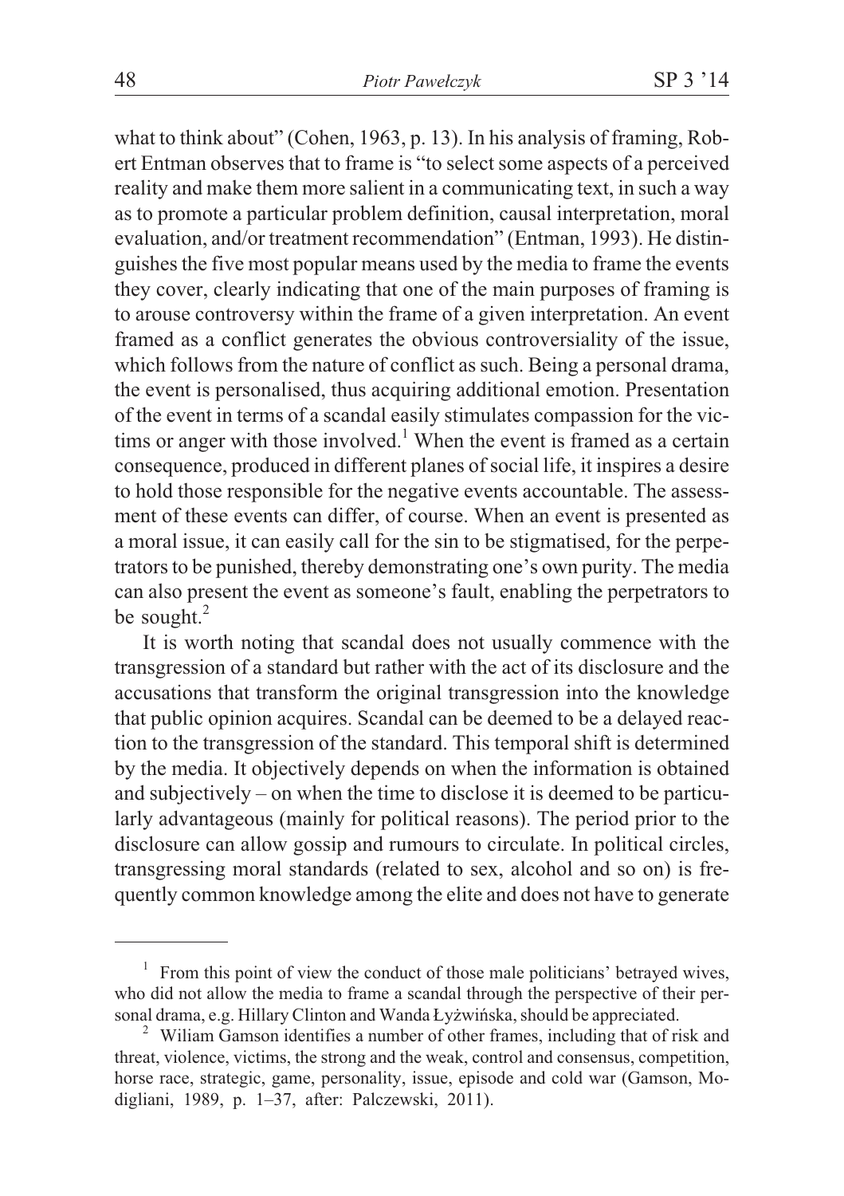what to think about" (Cohen, 1963, p. 13). In his analysis of framing, Robert Entman observes that to frame is "to select some aspects of a perceived reality and make them more salient in a communicating text, in such a way as to promote a particular problem definition, causal interpretation, moral evaluation, and/or treatment recommendation" (Entman, 1993). He distinguishes the five most popular means used by the media to frame the events they cover, clearly indicating that one of the main purposes of framing is to arouse controversy within the frame of a given interpretation. An event framed as a conflict generates the obvious controversiality of the issue, which follows from the nature of conflict as such. Being a personal drama, the event is personalised, thus acquiring additional emotion. Presentation of the event in terms of a scandal easily stimulates compassion for the victims or anger with those involved.[1] When the event is framed as a certain consequence, produced in different planes of social life, it inspires a desire to hold those responsible for the negative events accountable. The assessment of these events can differ, of course. When an event is presented as a moral issue, it can easily call for the sin to be stigmatised, for the perpetrators to be punished, thereby demonstrating one's own purity. The media can also present the event as someone's fault, enabling the perpetrators to be sought.[2]

It is worth noting that scandal does not usually commence with the transgression of a standard but rather with the act of its disclosure and the accusations that transform the original transgression into the knowledge that public opinion acquires. Scandal can be deemed to be a delayed reaction to the transgression of the standard. This temporal shift is determined by the media. It objectively depends on when the information is obtained and subjectively – on when the time to disclose it is deemed to be particularly advantageous (mainly for political reasons). The period prior to the disclosure can allow gossip and rumours to circulate. In political circles, transgressing moral standards (related to sex, alcohol and so on) is frequently common knowledge among the elite and does not have to generate

---

[1] From this point of view the conduct of those male politicians' betrayed wives, who did not allow the media to frame a scandal through the perspective of their personal drama, e.g. Hillary Clinton and Wanda Łyżwińska, should be appreciated.

[2] Wiliam Gamson identifies a number of other frames, including that of risk and threat, violence, victims, the strong and the weak, control and consensus, competition, horse race, strategic, game, personality, issue, episode and cold war (Gamson, Modigliani, 1989, p. 1–37, after: Palczewski, 2011).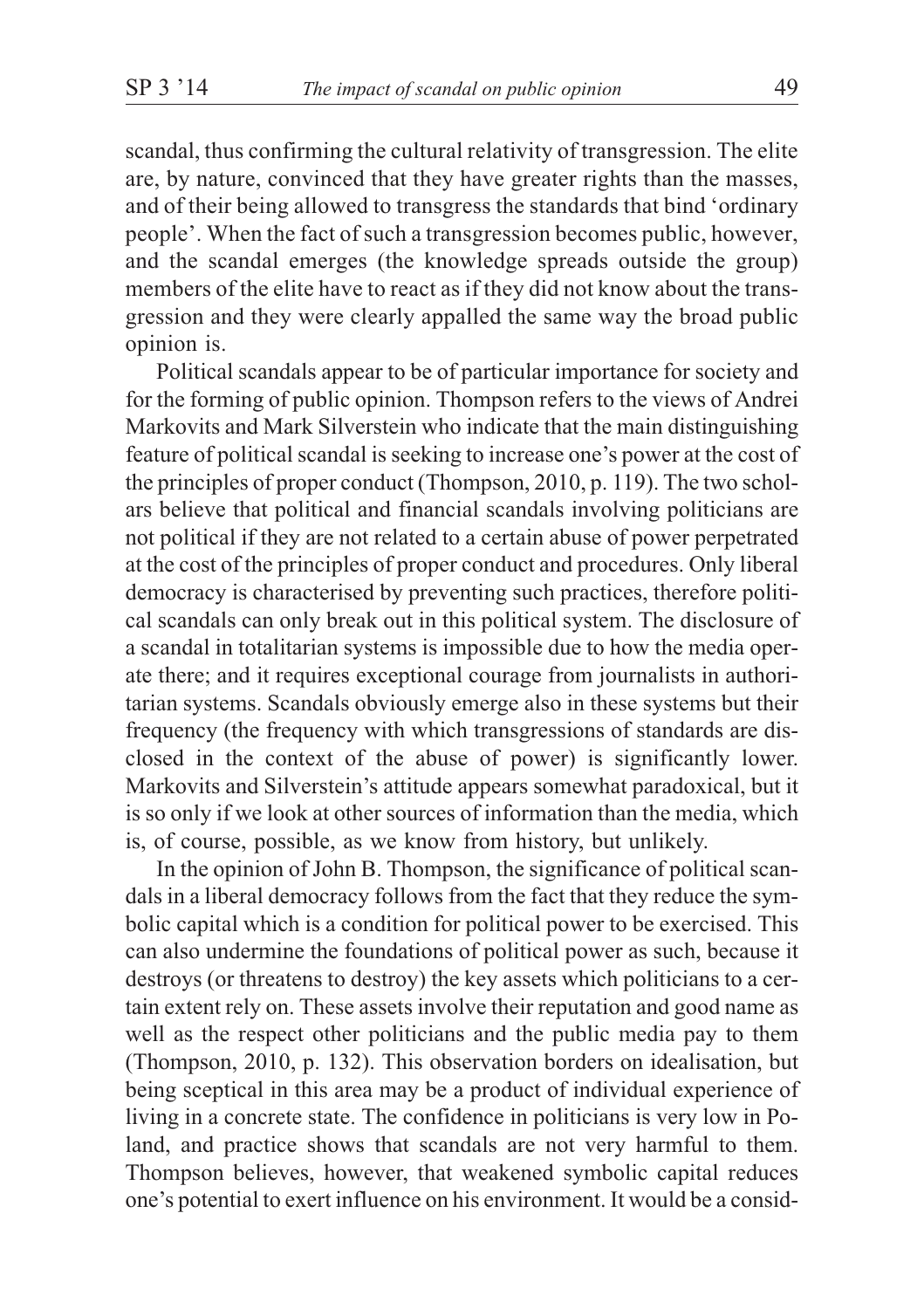scandal, thus confirming the cultural relativity of transgression. The elite are, by nature, convinced that they have greater rights than the masses, and of their being allowed to transgress the standards that bind 'ordinary people'. When the fact of such a transgression becomes public, however, and the scandal emerges (the knowledge spreads outside the group) members of the elite have to react as if they did not know about the transgression and they were clearly appalled the same way the broad public opinion is.

Political scandals appear to be of particular importance for society and for the forming of public opinion. Thompson refers to the views of Andrei Markovits and Mark Silverstein who indicate that the main distinguishing feature of political scandal is seeking to increase one's power at the cost of the principles of proper conduct (Thompson, 2010, p. 119). The two scholars believe that political and financial scandals involving politicians are not political if they are not related to a certain abuse of power perpetrated at the cost of the principles of proper conduct and procedures. Only liberal democracy is characterised by preventing such practices, therefore political scandals can only break out in this political system. The disclosure of a scandal in totalitarian systems is impossible due to how the media operate there; and it requires exceptional courage from journalists in authoritarian systems. Scandals obviously emerge also in these systems but their frequency (the frequency with which transgressions of standards are disclosed in the context of the abuse of power) is significantly lower. Markovits and Silverstein's attitude appears somewhat paradoxical, but it is so only if we look at other sources of information than the media, which is, of course, possible, as we know from history, but unlikely.

In the opinion of John B. Thompson, the significance of political scandals in a liberal democracy follows from the fact that they reduce the symbolic capital which is a condition for political power to be exercised. This can also undermine the foundations of political power as such, because it destroys (or threatens to destroy) the key assets which politicians to a certain extent rely on. These assets involve their reputation and good name as well as the respect other politicians and the public media pay to them (Thompson, 2010, p. 132). This observation borders on idealisation, but being sceptical in this area may be a product of individual experience of living in a concrete state. The confidence in politicians is very low in Poland, and practice shows that scandals are not very harmful to them. Thompson believes, however, that weakened symbolic capital reduces one's potential to exert influence on his environment. It would be a consid-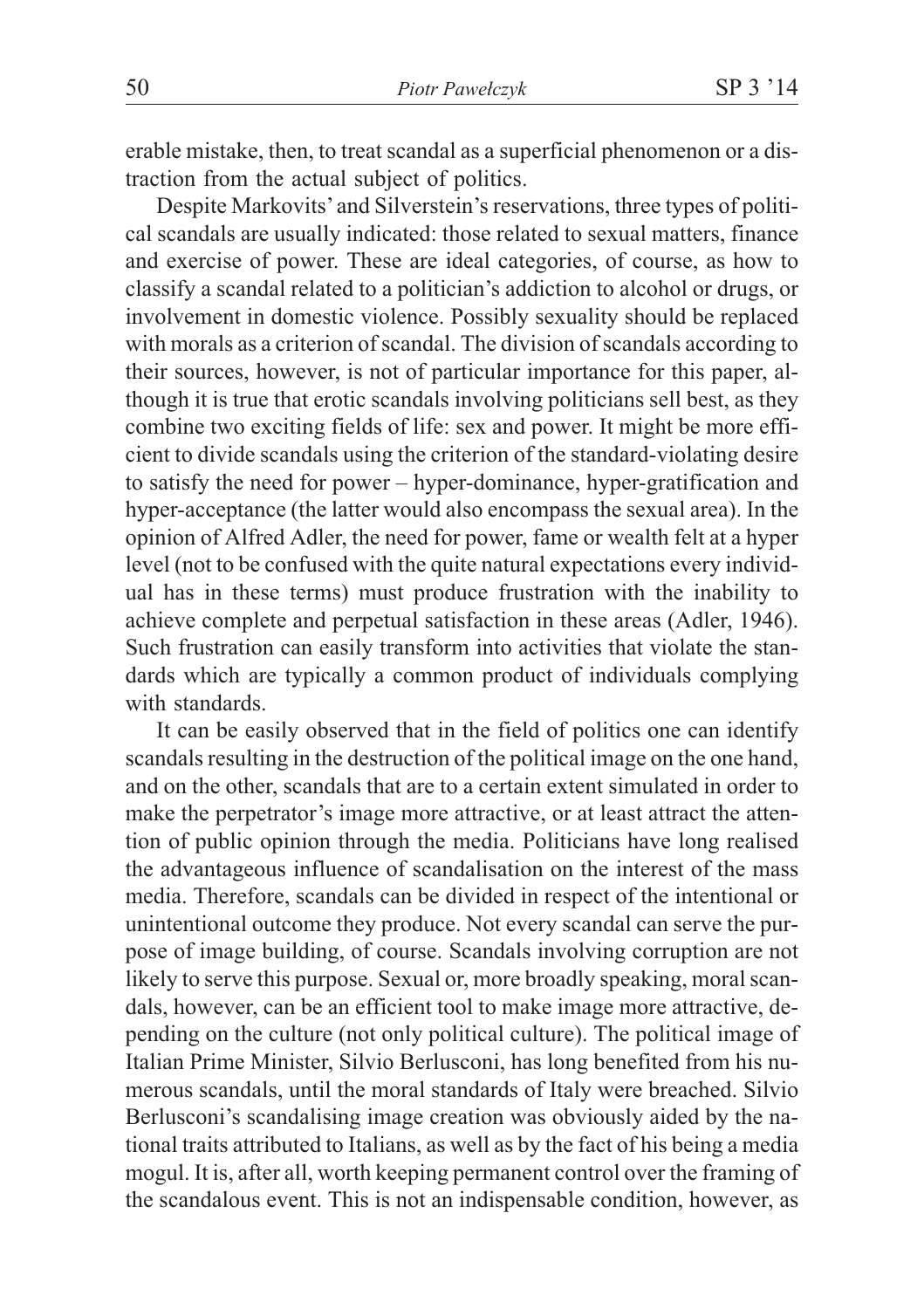erable mistake, then, to treat scandal as a superficial phenomenon or a distraction from the actual subject of politics.

Despite Markovits' and Silverstein's reservations, three types of political scandals are usually indicated: those related to sexual matters, finance and exercise of power. These are ideal categories, of course, as how to classify a scandal related to a politician's addiction to alcohol or drugs, or involvement in domestic violence. Possibly sexuality should be replaced with morals as a criterion of scandal. The division of scandals according to their sources, however, is not of particular importance for this paper, although it is true that erotic scandals involving politicians sell best, as they combine two exciting fields of life: sex and power. It might be more efficient to divide scandals using the criterion of the standard-violating desire to satisfy the need for power – hyper-dominance, hyper-gratification and hyper-acceptance (the latter would also encompass the sexual area). In the opinion of Alfred Adler, the need for power, fame or wealth felt at a hyper level (not to be confused with the quite natural expectations every individual has in these terms) must produce frustration with the inability to achieve complete and perpetual satisfaction in these areas (Adler, 1946). Such frustration can easily transform into activities that violate the standards which are typically a common product of individuals complying with standards.

It can be easily observed that in the field of politics one can identify scandals resulting in the destruction of the political image on the one hand, and on the other, scandals that are to a certain extent simulated in order to make the perpetrator's image more attractive, or at least attract the attention of public opinion through the media. Politicians have long realised the advantageous influence of scandalisation on the interest of the mass media. Therefore, scandals can be divided in respect of the intentional or unintentional outcome they produce. Not every scandal can serve the purpose of image building, of course. Scandals involving corruption are not likely to serve this purpose. Sexual or, more broadly speaking, moral scandals, however, can be an efficient tool to make image more attractive, depending on the culture (not only political culture). The political image of Italian Prime Minister, Silvio Berlusconi, has long benefited from his numerous scandals, until the moral standards of Italy were breached. Silvio Berlusconi's scandalising image creation was obviously aided by the national traits attributed to Italians, as well as by the fact of his being a media mogul. It is, after all, worth keeping permanent control over the framing of the scandalous event. This is not an indispensable condition, however, as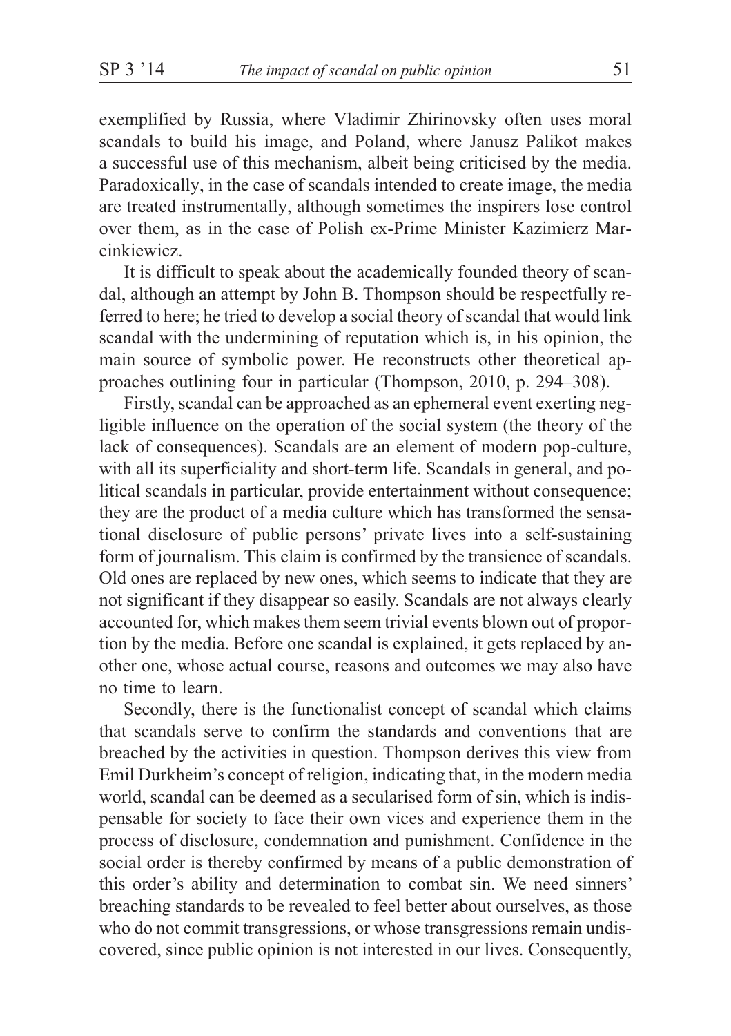exemplified by Russia, where Vladimir Zhirinovsky often uses moral scandals to build his image, and Poland, where Janusz Palikot makes a successful use of this mechanism, albeit being criticised by the media. Paradoxically, in the case of scandals intended to create image, the media are treated instrumentally, although sometimes the inspirers lose control over them, as in the case of Polish ex-Prime Minister Kazimierz Marcinkiewicz.

It is difficult to speak about the academically founded theory of scandal, although an attempt by John B. Thompson should be respectfully referred to here; he tried to develop a social theory of scandal that would link scandal with the undermining of reputation which is, in his opinion, the main source of symbolic power. He reconstructs other theoretical approaches outlining four in particular (Thompson, 2010, p. 294–308).

Firstly, scandal can be approached as an ephemeral event exerting negligible influence on the operation of the social system (the theory of the lack of consequences). Scandals are an element of modern pop-culture, with all its superficiality and short-term life. Scandals in general, and political scandals in particular, provide entertainment without consequence; they are the product of a media culture which has transformed the sensational disclosure of public persons' private lives into a self-sustaining form of journalism. This claim is confirmed by the transience of scandals. Old ones are replaced by new ones, which seems to indicate that they are not significant if they disappear so easily. Scandals are not always clearly accounted for, which makes them seem trivial events blown out of proportion by the media. Before one scandal is explained, it gets replaced by another one, whose actual course, reasons and outcomes we may also have no time to learn.

Secondly, there is the functionalist concept of scandal which claims that scandals serve to confirm the standards and conventions that are breached by the activities in question. Thompson derives this view from Emil Durkheim's concept of religion, indicating that, in the modern media world, scandal can be deemed as a secularised form of sin, which is indispensable for society to face their own vices and experience them in the process of disclosure, condemnation and punishment. Confidence in the social order is thereby confirmed by means of a public demonstration of this order's ability and determination to combat sin. We need sinners' breaching standards to be revealed to feel better about ourselves, as those who do not commit transgressions, or whose transgressions remain undiscovered, since public opinion is not interested in our lives. Consequently,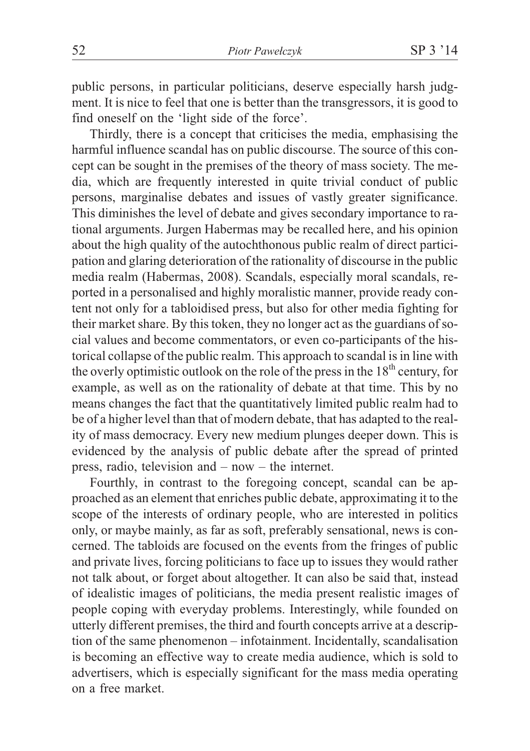public persons, in particular politicians, deserve especially harsh judgment. It is nice to feel that one is better than the transgressors, it is good to find oneself on the 'light side of the force'.

Thirdly, there is a concept that criticises the media, emphasising the harmful influence scandal has on public discourse. The source of this concept can be sought in the premises of the theory of mass society. The media, which are frequently interested in quite trivial conduct of public persons, marginalise debates and issues of vastly greater significance. This diminishes the level of debate and gives secondary importance to rational arguments. Jurgen Habermas may be recalled here, and his opinion about the high quality of the autochthonous public realm of direct participation and glaring deterioration of the rationality of discourse in the public media realm (Habermas, 2008). Scandals, especially moral scandals, reported in a personalised and highly moralistic manner, provide ready content not only for a tabloidised press, but also for other media fighting for their market share. By this token, they no longer act as the guardians of social values and become commentators, or even co-participants of the historical collapse of the public realm. This approach to scandal is in line with the overly optimistic outlook on the role of the press in the 18th century, for example, as well as on the rationality of debate at that time. This by no means changes the fact that the quantitatively limited public realm had to be of a higher level than that of modern debate, that has adapted to the reality of mass democracy. Every new medium plunges deeper down. This is evidenced by the analysis of public debate after the spread of printed press, radio, television and – now – the internet.

Fourthly, in contrast to the foregoing concept, scandal can be approached as an element that enriches public debate, approximating it to the scope of the interests of ordinary people, who are interested in politics only, or maybe mainly, as far as soft, preferably sensational, news is concerned. The tabloids are focused on the events from the fringes of public and private lives, forcing politicians to face up to issues they would rather not talk about, or forget about altogether. It can also be said that, instead of idealistic images of politicians, the media present realistic images of people coping with everyday problems. Interestingly, while founded on utterly different premises, the third and fourth concepts arrive at a description of the same phenomenon – infotainment. Incidentally, scandalisation is becoming an effective way to create media audience, which is sold to advertisers, which is especially significant for the mass media operating on a free market.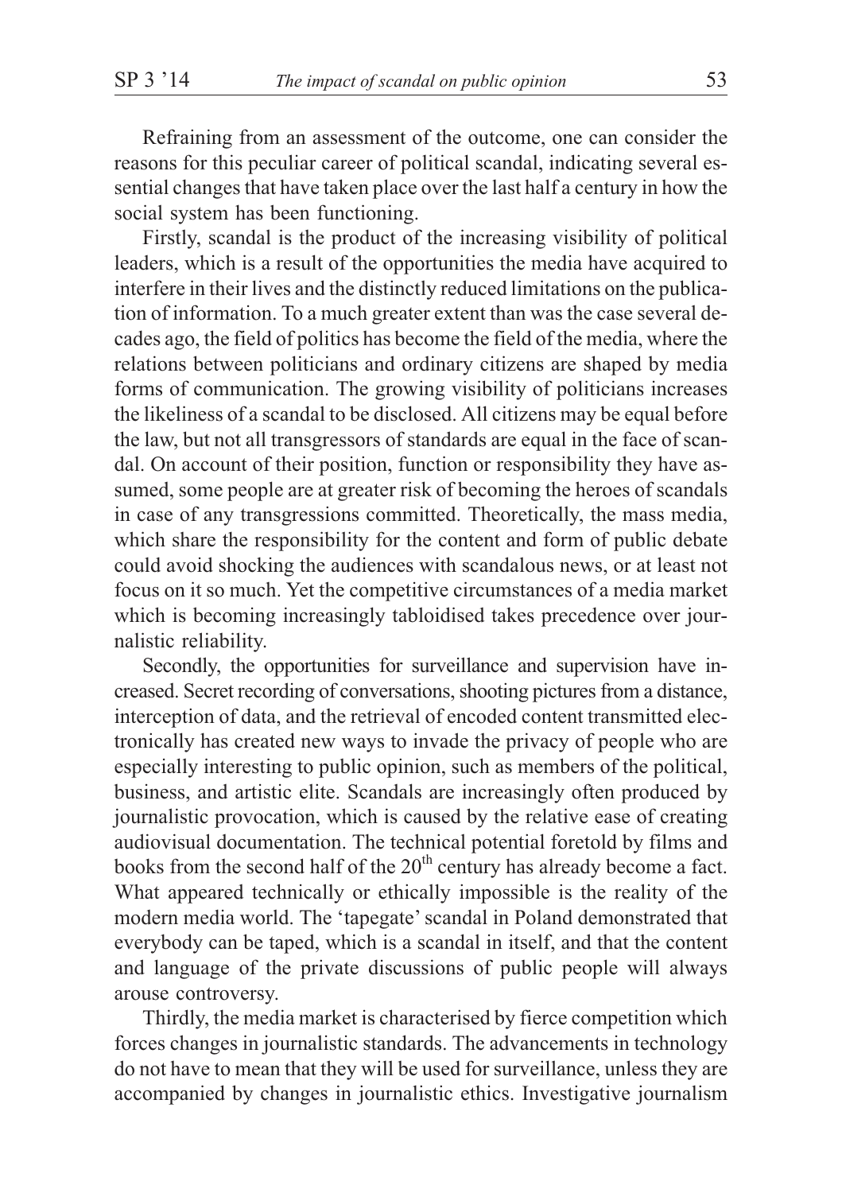Refraining from an assessment of the outcome, one can consider the reasons for this peculiar career of political scandal, indicating several essential changes that have taken place over the last half a century in how the social system has been functioning.

Firstly, scandal is the product of the increasing visibility of political leaders, which is a result of the opportunities the media have acquired to interfere in their lives and the distinctly reduced limitations on the publication of information. To a much greater extent than was the case several decades ago, the field of politics has become the field of the media, where the relations between politicians and ordinary citizens are shaped by media forms of communication. The growing visibility of politicians increases the likeliness of a scandal to be disclosed. All citizens may be equal before the law, but not all transgressors of standards are equal in the face of scandal. On account of their position, function or responsibility they have assumed, some people are at greater risk of becoming the heroes of scandals in case of any transgressions committed. Theoretically, the mass media, which share the responsibility for the content and form of public debate could avoid shocking the audiences with scandalous news, or at least not focus on it so much. Yet the competitive circumstances of a media market which is becoming increasingly tabloidised takes precedence over journalistic reliability.

Secondly, the opportunities for surveillance and supervision have increased. Secret recording of conversations, shooting pictures from a distance, interception of data, and the retrieval of encoded content transmitted electronically has created new ways to invade the privacy of people who are especially interesting to public opinion, such as members of the political, business, and artistic elite. Scandals are increasingly often produced by journalistic provocation, which is caused by the relative ease of creating audiovisual documentation. The technical potential foretold by films and books from the second half of the 20th century has already become a fact. What appeared technically or ethically impossible is the reality of the modern media world. The 'tapegate' scandal in Poland demonstrated that everybody can be taped, which is a scandal in itself, and that the content and language of the private discussions of public people will always arouse controversy.

Thirdly, the media market is characterised by fierce competition which forces changes in journalistic standards. The advancements in technology do not have to mean that they will be used for surveillance, unless they are accompanied by changes in journalistic ethics. Investigative journalism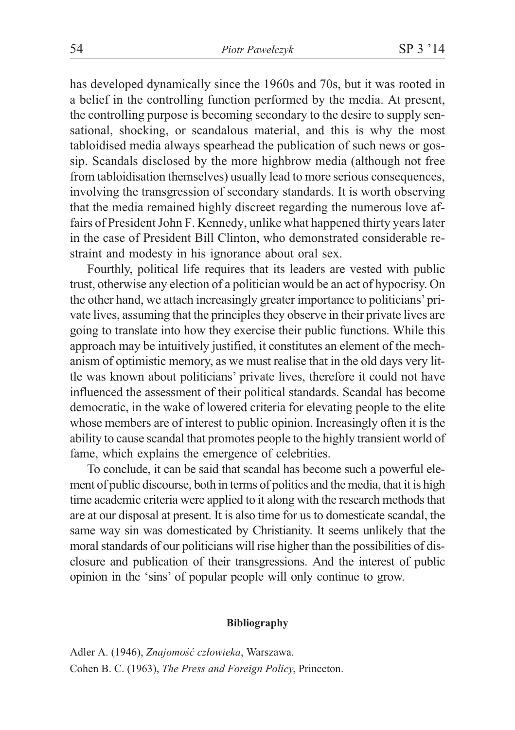has developed dynamically since the 1960s and 70s, but it was rooted in a belief in the controlling function performed by the media. At present, the controlling purpose is becoming secondary to the desire to supply sensational, shocking, or scandalous material, and this is why the most tabloidised media always spearhead the publication of such news or gossip. Scandals disclosed by the more highbrow media (although not free from tabloidisation themselves) usually lead to more serious consequences, involving the transgression of secondary standards. It is worth observing that the media remained highly discreet regarding the numerous love affairs of President John F. Kennedy, unlike what happened thirty years later in the case of President Bill Clinton, who demonstrated considerable restraint and modesty in his ignorance about oral sex.

Fourthly, political life requires that its leaders are vested with public trust, otherwise any election of a politician would be an act of hypocrisy. On the other hand, we attach increasingly greater importance to politicians' private lives, assuming that the principles they observe in their private lives are going to translate into how they exercise their public functions. While this approach may be intuitively justified, it constitutes an element of the mechanism of optimistic memory, as we must realise that in the old days very little was known about politicians' private lives, therefore it could not have influenced the assessment of their political standards. Scandal has become democratic, in the wake of lowered criteria for elevating people to the elite whose members are of interest to public opinion. Increasingly often it is the ability to cause scandal that promotes people to the highly transient world of fame, which explains the emergence of celebrities.

To conclude, it can be said that scandal has become such a powerful element of public discourse, both in terms of politics and the media, that it is high time academic criteria were applied to it along with the research methods that are at our disposal at present. It is also time for us to domesticate scandal, the same way sin was domesticated by Christianity. It seems unlikely that the moral standards of our politicians will rise higher than the possibilities of disclosure and publication of their transgressions. And the interest of public opinion in the 'sins' of popular people will only continue to grow.

## Bibliography

Adler A. (1946), *Znajomość człowieka*, Warszawa.

Cohen B. C. (1963), *The Press and Foreign Policy*, Princeton.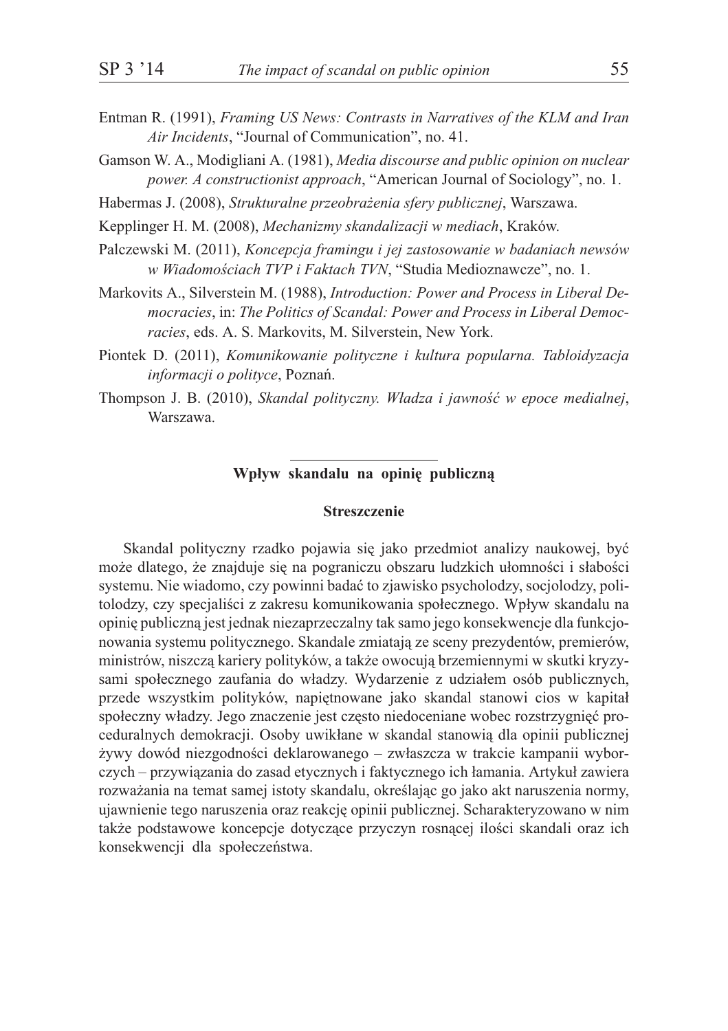Entman R. (1991), *Framing US News: Contrasts in Narratives of the KLM and Iran Air Incidents*, "Journal of Communication", no. 41.

Gamson W. A., Modigliani A. (1981), *Media discourse and public opinion on nuclear power. A constructionist approach*, "American Journal of Sociology", no. 1.

Habermas J. (2008), *Strukturalne przeobrażenia sfery publicznej*, Warszawa.

Kepplinger H. M. (2008), *Mechanizmy skandalizacji w mediach*, Kraków.

Palczewski M. (2011), *Koncepcja framingu i jej zastosowanie w badaniach newsów w Wiadomościach TVP i Faktach TVN*, "Studia Medioznawcze", no. 1.

Markovits A., Silverstein M. (1988), *Introduction: Power and Process in Liberal Democracies*, in: *The Politics of Scandal: Power and Process in Liberal Democracies*, eds. A. S. Markovits, M. Silverstein, New York.

Piontek D. (2011), *Komunikowanie polityczne i kultura popularna. Tabloidyzacja informacji o polityce*, Poznań.

Thompson J. B. (2010), *Skandal polityczny. Władza i jawność w epoce medialnej*, Warszawa.

---

## Wpływ skandalu na opinię publiczną

### Streszczenie

Skandal polityczny rzadko pojawia się jako przedmiot analizy naukowej, być może dlatego, że znajduje się na pograniczu obszaru ludzkich ułomności i słabości systemu. Nie wiadomo, czy powinni badać to zjawisko psycholodzy, socjolodzy, politolodzy, czy specjaliści z zakresu komunikowania społecznego. Wpływ skandalu na opinię publiczną jest jednak niezaprzeczalny tak samo jego konsekwencje dla funkcjonowania systemu politycznego. Skandale zmiatają ze sceny prezydentów, premierów, ministrów, niszczą kariery polityków, a także owocują brzemiennymi w skutki kryzysami społecznego zaufania do władzy. Wydarzenie z udziałem osób publicznych, przede wszystkim polityków, napiętnowane jako skandal stanowi cios w kapitał społeczny władzy. Jego znaczenie jest często niedoceniane wobec rozstrzygnięć proceduralnych demokracji. Osoby uwikłane w skandal stanowią dla opinii publicznej żywy dowód niezgodności deklarowanego – zwłaszcza w trakcie kampanii wyborczych – przywiązania do zasad etycznych i faktycznego ich łamania. Artykuł zawiera rozważania na temat samej istoty skandalu, określając go jako akt naruszenia normy, ujawnienie tego naruszenia oraz reakcję opinii publicznej. Scharakteryzowano w nim także podstawowe koncepcje dotyczące przyczyn rosnącej ilości skandali oraz ich konsekwencji dla społeczeństwa.